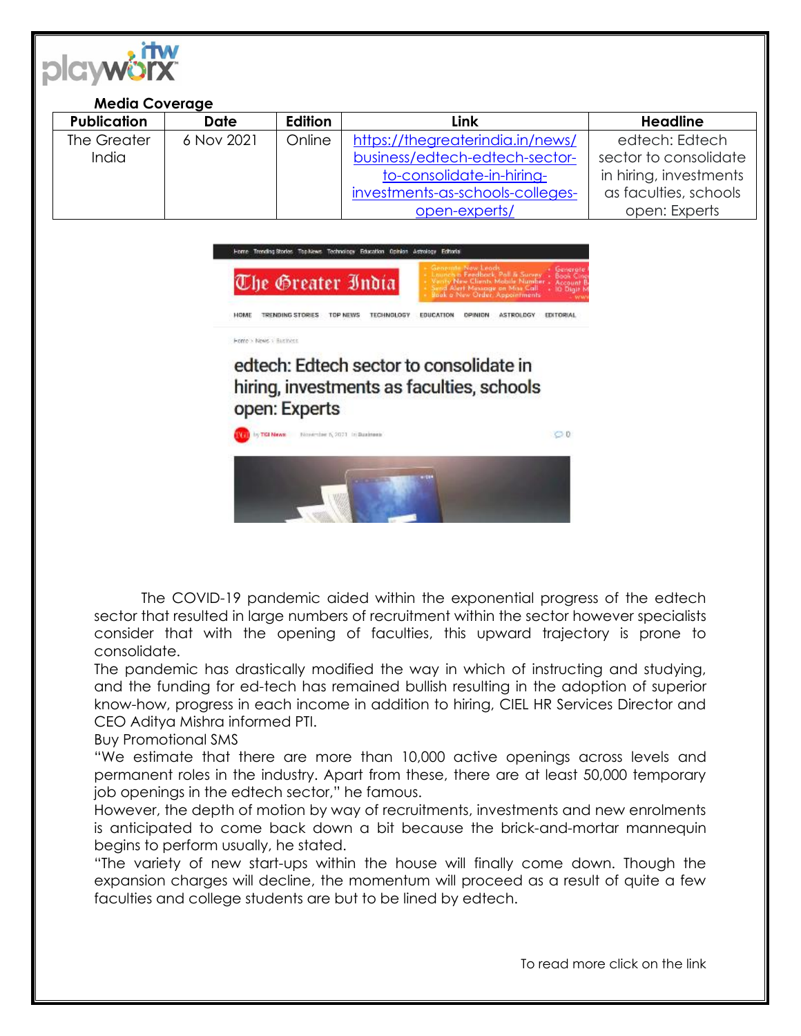**Media Coverage**

| Publication | Date | Edition | Link | Headline |
|---|---|---|---|---|
| The Greater India | 6 Nov 2021 | Online | https://thegreaterindia.in/news/business/edtech-edtech-sector-to-consolidate-in-hiring-investments-as-schools-colleges-open-experts/ | edtech: Edtech sector to consolidate in hiring, investments as faculties, schools open: Experts |

The COVID-19 pandemic aided within the exponential progress of the edtech sector that resulted in large numbers of recruitment within the sector however specialists consider that with the opening of faculties, this upward trajectory is prone to consolidate.

The pandemic has drastically modified the way in which of instructing and studying, and the funding for ed-tech has remained bullish resulting in the adoption of superior know-how, progress in each income in addition to hiring, CIEL HR Services Director and CEO Aditya Mishra informed PTI.

Buy Promotional SMS

"We estimate that there are more than 10,000 active openings across levels and permanent roles in the industry. Apart from these, there are at least 50,000 temporary job openings in the edtech sector," he famous.

However, the depth of motion by way of recruitments, investments and new enrolments is anticipated to come back down a bit because the brick-and-mortar mannequin begins to perform usually, he stated.

"The variety of new start-ups within the house will finally come down. Though the expansion charges will decline, the momentum will proceed as a result of quite a few faculties and college students are but to be lined by edtech.

To read more click on the link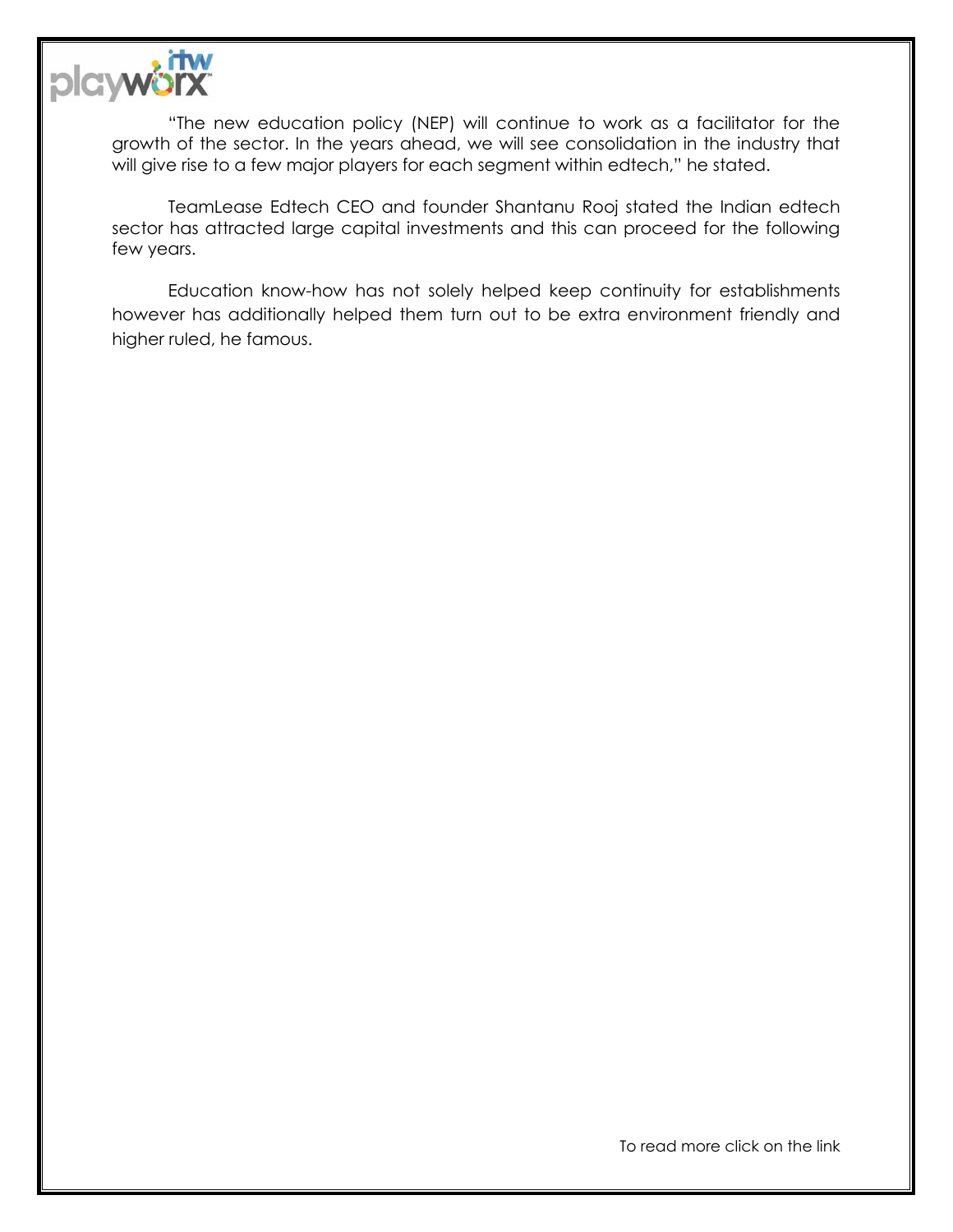"The new education policy (NEP) will continue to work as a facilitator for the growth of the sector. In the years ahead, we will see consolidation in the industry that will give rise to a few major players for each segment within edtech," he stated.

TeamLease Edtech CEO and founder Shantanu Rooj stated the Indian edtech sector has attracted large capital investments and this can proceed for the following few years.

Education know-how has not solely helped keep continuity for establishments however has additionally helped them turn out to be extra environment friendly and higher ruled, he famous.

To read more click on the link